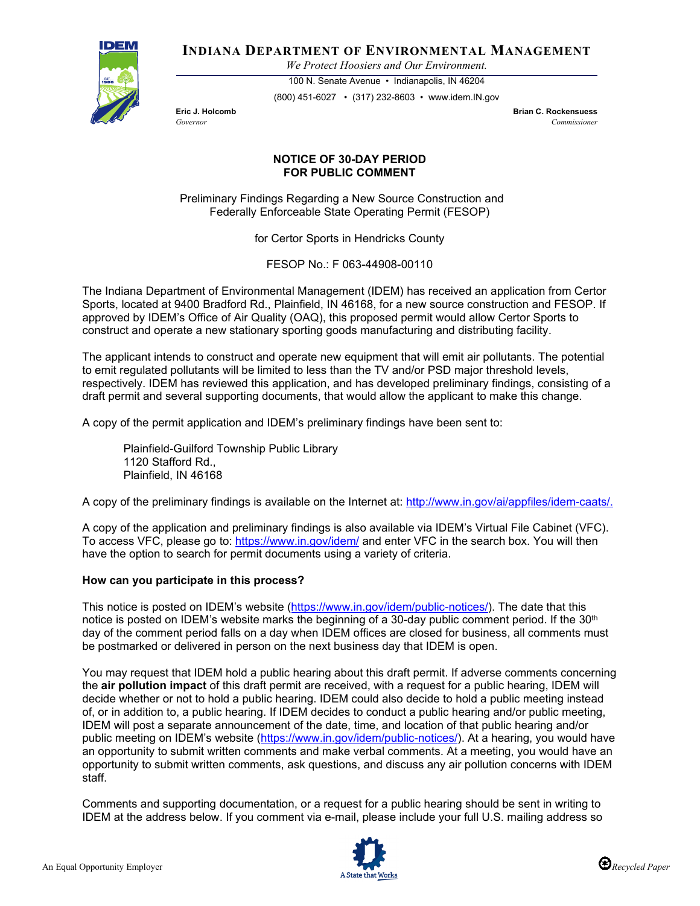**INDIANA DEPARTMENT OF ENVIRONMENTAL MANAGEMENT**

*We Protect Hoosiers and Our Environment.*

100 N. Senate Avenue • Indianapolis, IN 46204

(800) 451-6027 • (317) 232-8603 • www.idem.IN.gov

**Eric J. Holcomb**
*Governor*

**Brian C. Rockensuess**
*Commissioner*

**NOTICE OF 30-DAY PERIOD FOR PUBLIC COMMENT**

Preliminary Findings Regarding a New Source Construction and Federally Enforceable State Operating Permit (FESOP)

for Certor Sports in Hendricks County

FESOP No.: F 063-44908-00110

The Indiana Department of Environmental Management (IDEM) has received an application from Certor Sports, located at 9400 Bradford Rd., Plainfield, IN 46168, for a new source construction and FESOP. If approved by IDEM's Office of Air Quality (OAQ), this proposed permit would allow Certor Sports to construct and operate a new stationary sporting goods manufacturing and distributing facility.

The applicant intends to construct and operate new equipment that will emit air pollutants. The potential to emit regulated pollutants will be limited to less than the TV and/or PSD major threshold levels, respectively. IDEM has reviewed this application, and has developed preliminary findings, consisting of a draft permit and several supporting documents, that would allow the applicant to make this change.

A copy of the permit application and IDEM's preliminary findings have been sent to:

Plainfield-Guilford Township Public Library
1120 Stafford Rd.,
Plainfield, IN 46168

A copy of the preliminary findings is available on the Internet at: http://www.in.gov/ai/appfiles/idem-caats/.

A copy of the application and preliminary findings is also available via IDEM's Virtual File Cabinet (VFC). To access VFC, please go to: https://www.in.gov/idem/ and enter VFC in the search box. You will then have the option to search for permit documents using a variety of criteria.

**How can you participate in this process?**

This notice is posted on IDEM's website (https://www.in.gov/idem/public-notices/). The date that this notice is posted on IDEM's website marks the beginning of a 30-day public comment period. If the 30th day of the comment period falls on a day when IDEM offices are closed for business, all comments must be postmarked or delivered in person on the next business day that IDEM is open.

You may request that IDEM hold a public hearing about this draft permit. If adverse comments concerning the **air pollution impact** of this draft permit are received, with a request for a public hearing, IDEM will decide whether or not to hold a public hearing. IDEM could also decide to hold a public meeting instead of, or in addition to, a public hearing. If IDEM decides to conduct a public hearing and/or public meeting, IDEM will post a separate announcement of the date, time, and location of that public hearing and/or public meeting on IDEM's website (https://www.in.gov/idem/public-notices/). At a hearing, you would have an opportunity to submit written comments and make verbal comments. At a meeting, you would have an opportunity to submit written comments, ask questions, and discuss any air pollution concerns with IDEM staff.

Comments and supporting documentation, or a request for a public hearing should be sent in writing to IDEM at the address below. If you comment via e-mail, please include your full U.S. mailing address so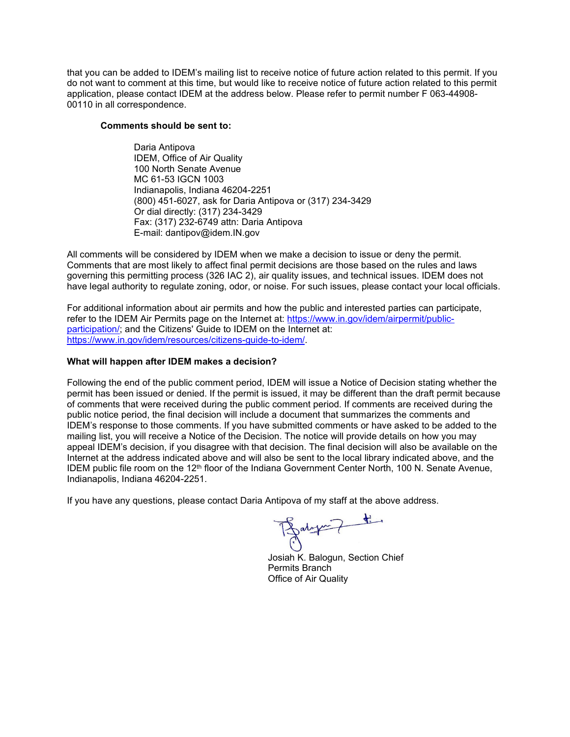that you can be added to IDEM's mailing list to receive notice of future action related to this permit. If you do not want to comment at this time, but would like to receive notice of future action related to this permit application, please contact IDEM at the address below. Please refer to permit number F 063-44908-00110 in all correspondence.

**Comments should be sent to:**

Daria Antipova
IDEM, Office of Air Quality
100 North Senate Avenue
MC 61-53 IGCN 1003
Indianapolis, Indiana 46204-2251
(800) 451-6027, ask for Daria Antipova or (317) 234-3429
Or dial directly: (317) 234-3429
Fax: (317) 232-6749 attn: Daria Antipova
E-mail: dantipov@idem.IN.gov

All comments will be considered by IDEM when we make a decision to issue or deny the permit. Comments that are most likely to affect final permit decisions are those based on the rules and laws governing this permitting process (326 IAC 2), air quality issues, and technical issues. IDEM does not have legal authority to regulate zoning, odor, or noise. For such issues, please contact your local officials.

For additional information about air permits and how the public and interested parties can participate, refer to the IDEM Air Permits page on the Internet at: https://www.in.gov/idem/airpermit/public-participation/; and the Citizens' Guide to IDEM on the Internet at: https://www.in.gov/idem/resources/citizens-guide-to-idem/.

**What will happen after IDEM makes a decision?**

Following the end of the public comment period, IDEM will issue a Notice of Decision stating whether the permit has been issued or denied. If the permit is issued, it may be different than the draft permit because of comments that were received during the public comment period. If comments are received during the public notice period, the final decision will include a document that summarizes the comments and IDEM's response to those comments. If you have submitted comments or have asked to be added to the mailing list, you will receive a Notice of the Decision. The notice will provide details on how you may appeal IDEM's decision, if you disagree with that decision. The final decision will also be available on the Internet at the address indicated above and will also be sent to the local library indicated above, and the IDEM public file room on the 12th floor of the Indiana Government Center North, 100 N. Senate Avenue, Indianapolis, Indiana 46204-2251.

If you have any questions, please contact Daria Antipova of my staff at the above address.

Josiah K. Balogun, Section Chief
Permits Branch
Office of Air Quality